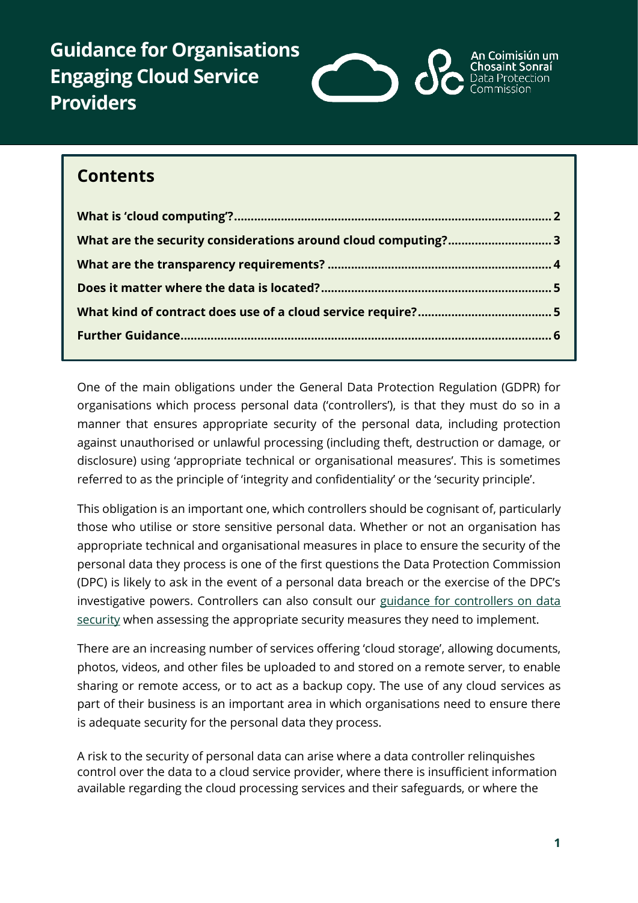# Guidance for Organisations Engaging Cloud Service Providers

An Coimisiún um Chosaint Sonraí
Data Protection Commission

## Contents

- What is 'cloud computing'? ........ 2
- What are the security considerations around cloud computing? ........ 3
- What are the transparency requirements? ........ 4
- Does it matter where the data is located? ........ 5
- What kind of contract does use of a cloud service require? ........ 5
- Further Guidance ........ 6

One of the main obligations under the General Data Protection Regulation (GDPR) for organisations which process personal data ('controllers'), is that they must do so in a manner that ensures appropriate security of the personal data, including protection against unauthorised or unlawful processing (including theft, destruction or damage, or disclosure) using 'appropriate technical or organisational measures'. This is sometimes referred to as the principle of 'integrity and confidentiality' or the 'security principle'.

This obligation is an important one, which controllers should be cognisant of, particularly those who utilise or store sensitive personal data. Whether or not an organisation has appropriate technical and organisational measures in place to ensure the security of the personal data they process is one of the first questions the Data Protection Commission (DPC) is likely to ask in the event of a personal data breach or the exercise of the DPC's investigative powers. Controllers can also consult our guidance for controllers on data security when assessing the appropriate security measures they need to implement.

There are an increasing number of services offering 'cloud storage', allowing documents, photos, videos, and other files be uploaded to and stored on a remote server, to enable sharing or remote access, or to act as a backup copy. The use of any cloud services as part of their business is an important area in which organisations need to ensure there is adequate security for the personal data they process.

A risk to the security of personal data can arise where a data controller relinquishes control over the data to a cloud service provider, where there is insufficient information available regarding the cloud processing services and their safeguards, or where the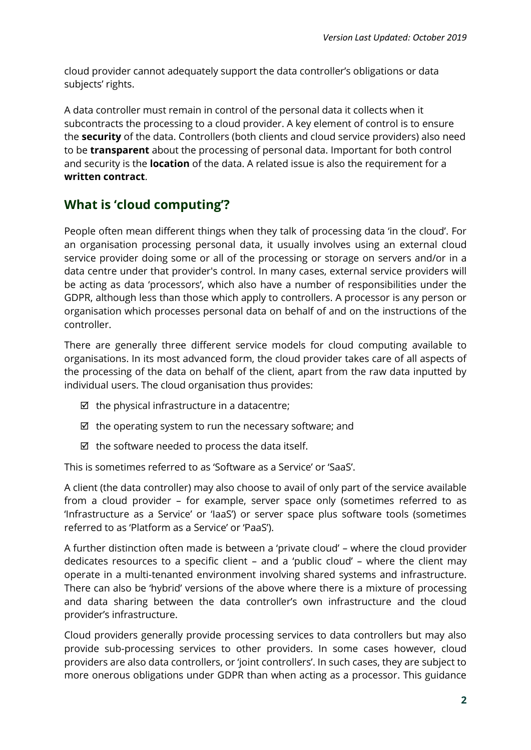cloud provider cannot adequately support the data controller's obligations or data subjects' rights.

A data controller must remain in control of the personal data it collects when it subcontracts the processing to a cloud provider. A key element of control is to ensure the **security** of the data. Controllers (both clients and cloud service providers) also need to be **transparent** about the processing of personal data. Important for both control and security is the **location** of the data. A related issue is also the requirement for a **written contract**.

## What is 'cloud computing'?

People often mean different things when they talk of processing data 'in the cloud'. For an organisation processing personal data, it usually involves using an external cloud service provider doing some or all of the processing or storage on servers and/or in a data centre under that provider's control. In many cases, external service providers will be acting as data 'processors', which also have a number of responsibilities under the GDPR, although less than those which apply to controllers. A processor is any person or organisation which processes personal data on behalf of and on the instructions of the controller.

There are generally three different service models for cloud computing available to organisations. In its most advanced form, the cloud provider takes care of all aspects of the processing of the data on behalf of the client, apart from the raw data inputted by individual users. The cloud organisation thus provides:

- ☑ the physical infrastructure in a datacentre;
- ☑ the operating system to run the necessary software; and
- ☑ the software needed to process the data itself.

This is sometimes referred to as 'Software as a Service' or 'SaaS'.

A client (the data controller) may also choose to avail of only part of the service available from a cloud provider – for example, server space only (sometimes referred to as 'Infrastructure as a Service' or 'IaaS') or server space plus software tools (sometimes referred to as 'Platform as a Service' or 'PaaS').

A further distinction often made is between a 'private cloud' – where the cloud provider dedicates resources to a specific client – and a 'public cloud' – where the client may operate in a multi-tenanted environment involving shared systems and infrastructure. There can also be 'hybrid' versions of the above where there is a mixture of processing and data sharing between the data controller's own infrastructure and the cloud provider's infrastructure.

Cloud providers generally provide processing services to data controllers but may also provide sub-processing services to other providers. In some cases however, cloud providers are also data controllers, or 'joint controllers'. In such cases, they are subject to more onerous obligations under GDPR than when acting as a processor. This guidance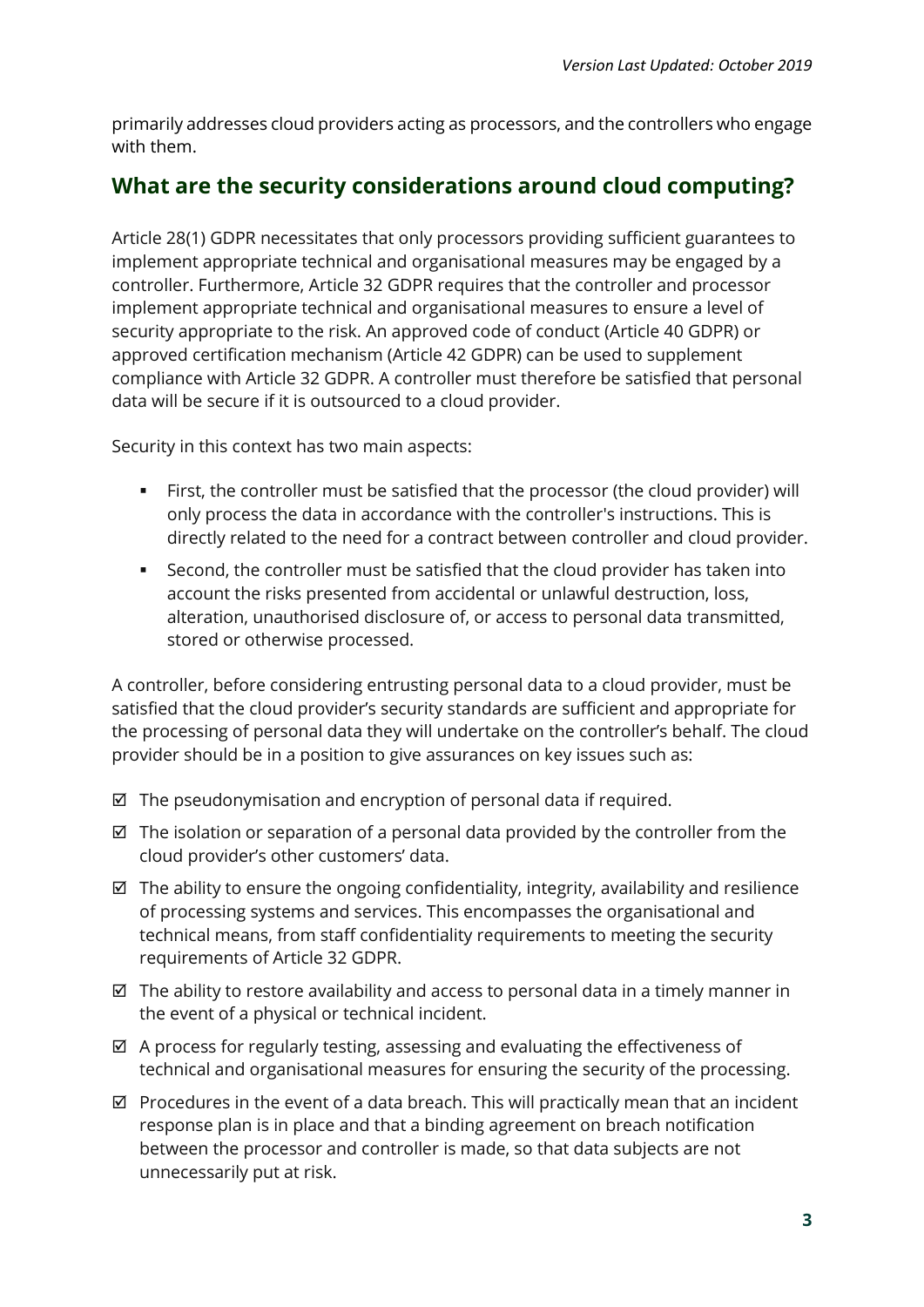primarily addresses cloud providers acting as processors, and the controllers who engage with them.

## What are the security considerations around cloud computing?

Article 28(1) GDPR necessitates that only processors providing sufficient guarantees to implement appropriate technical and organisational measures may be engaged by a controller. Furthermore, Article 32 GDPR requires that the controller and processor implement appropriate technical and organisational measures to ensure a level of security appropriate to the risk. An approved code of conduct (Article 40 GDPR) or approved certification mechanism (Article 42 GDPR) can be used to supplement compliance with Article 32 GDPR. A controller must therefore be satisfied that personal data will be secure if it is outsourced to a cloud provider.

Security in this context has two main aspects:

- First, the controller must be satisfied that the processor (the cloud provider) will only process the data in accordance with the controller's instructions. This is directly related to the need for a contract between controller and cloud provider.
- Second, the controller must be satisfied that the cloud provider has taken into account the risks presented from accidental or unlawful destruction, loss, alteration, unauthorised disclosure of, or access to personal data transmitted, stored or otherwise processed.

A controller, before considering entrusting personal data to a cloud provider, must be satisfied that the cloud provider's security standards are sufficient and appropriate for the processing of personal data they will undertake on the controller's behalf. The cloud provider should be in a position to give assurances on key issues such as:

- ☑ The pseudonymisation and encryption of personal data if required.
- ☑ The isolation or separation of a personal data provided by the controller from the cloud provider's other customers' data.
- ☑ The ability to ensure the ongoing confidentiality, integrity, availability and resilience of processing systems and services. This encompasses the organisational and technical means, from staff confidentiality requirements to meeting the security requirements of Article 32 GDPR.
- ☑ The ability to restore availability and access to personal data in a timely manner in the event of a physical or technical incident.
- ☑ A process for regularly testing, assessing and evaluating the effectiveness of technical and organisational measures for ensuring the security of the processing.
- ☑ Procedures in the event of a data breach. This will practically mean that an incident response plan is in place and that a binding agreement on breach notification between the processor and controller is made, so that data subjects are not unnecessarily put at risk.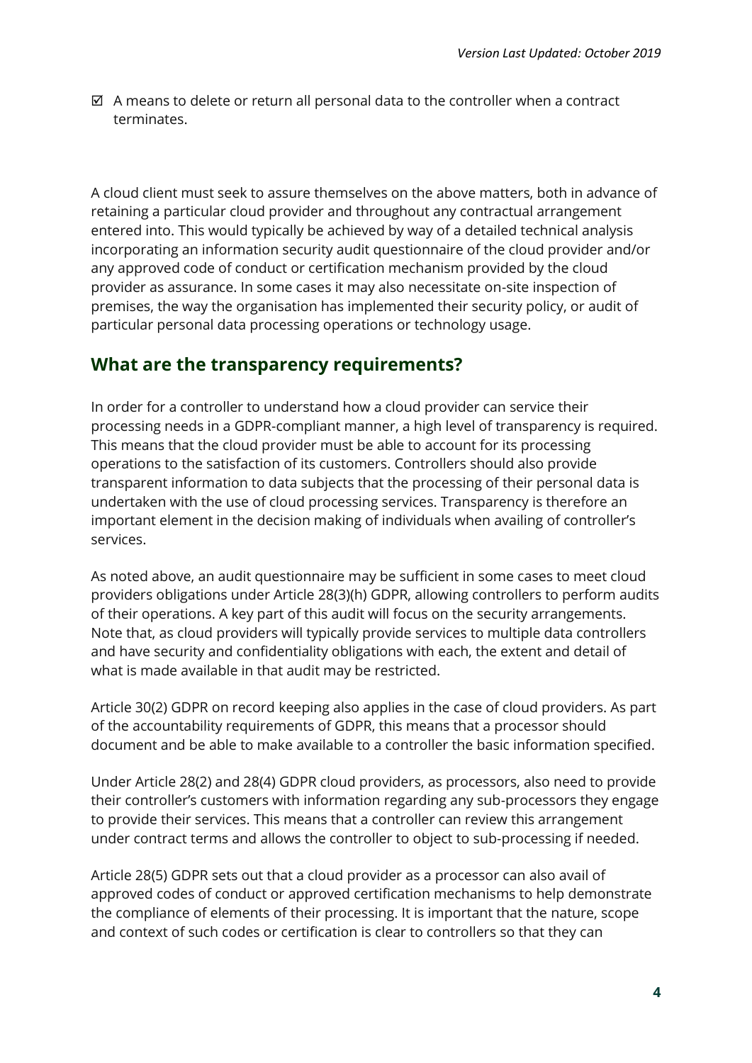☑ A means to delete or return all personal data to the controller when a contract terminates.

A cloud client must seek to assure themselves on the above matters, both in advance of retaining a particular cloud provider and throughout any contractual arrangement entered into. This would typically be achieved by way of a detailed technical analysis incorporating an information security audit questionnaire of the cloud provider and/or any approved code of conduct or certification mechanism provided by the cloud provider as assurance. In some cases it may also necessitate on-site inspection of premises, the way the organisation has implemented their security policy, or audit of particular personal data processing operations or technology usage.

## What are the transparency requirements?

In order for a controller to understand how a cloud provider can service their processing needs in a GDPR-compliant manner, a high level of transparency is required. This means that the cloud provider must be able to account for its processing operations to the satisfaction of its customers. Controllers should also provide transparent information to data subjects that the processing of their personal data is undertaken with the use of cloud processing services. Transparency is therefore an important element in the decision making of individuals when availing of controller's services.

As noted above, an audit questionnaire may be sufficient in some cases to meet cloud providers obligations under Article 28(3)(h) GDPR, allowing controllers to perform audits of their operations. A key part of this audit will focus on the security arrangements. Note that, as cloud providers will typically provide services to multiple data controllers and have security and confidentiality obligations with each, the extent and detail of what is made available in that audit may be restricted.

Article 30(2) GDPR on record keeping also applies in the case of cloud providers. As part of the accountability requirements of GDPR, this means that a processor should document and be able to make available to a controller the basic information specified.

Under Article 28(2) and 28(4) GDPR cloud providers, as processors, also need to provide their controller's customers with information regarding any sub-processors they engage to provide their services. This means that a controller can review this arrangement under contract terms and allows the controller to object to sub-processing if needed.

Article 28(5) GDPR sets out that a cloud provider as a processor can also avail of approved codes of conduct or approved certification mechanisms to help demonstrate the compliance of elements of their processing. It is important that the nature, scope and context of such codes or certification is clear to controllers so that they can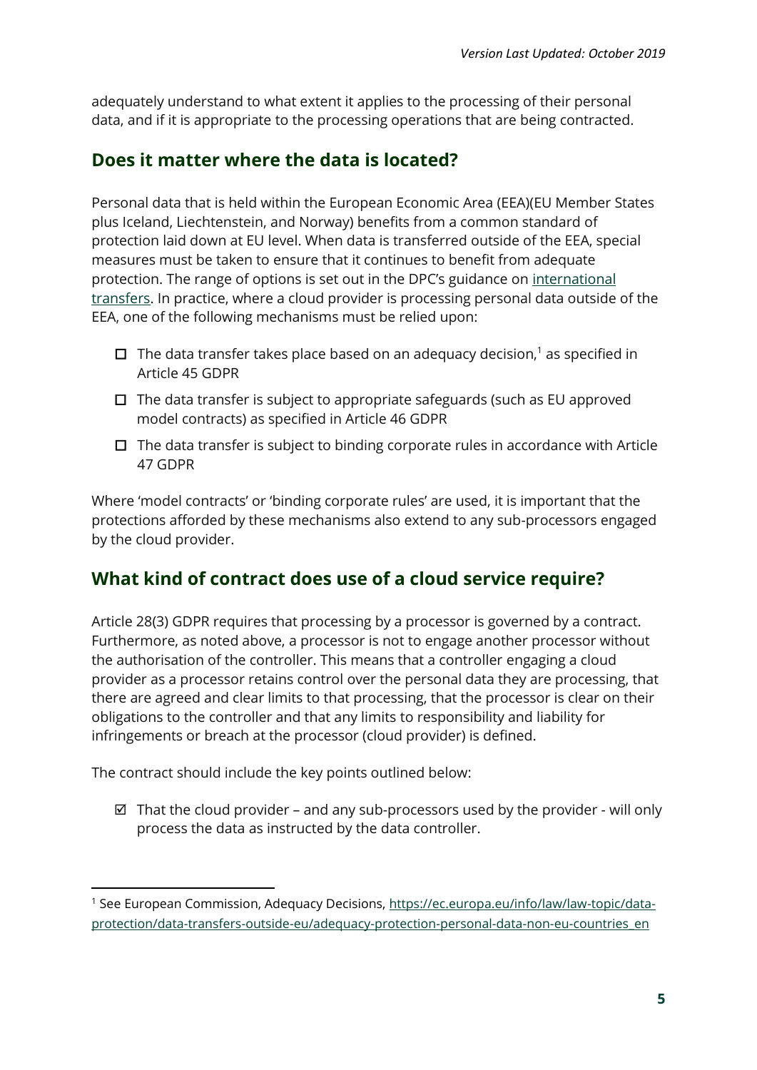adequately understand to what extent it applies to the processing of their personal data, and if it is appropriate to the processing operations that are being contracted.

## Does it matter where the data is located?

Personal data that is held within the European Economic Area (EEA)(EU Member States plus Iceland, Liechtenstein, and Norway) benefits from a common standard of protection laid down at EU level. When data is transferred outside of the EEA, special measures must be taken to ensure that it continues to benefit from adequate protection. The range of options is set out in the DPC's guidance on international transfers. In practice, where a cloud provider is processing personal data outside of the EEA, one of the following mechanisms must be relied upon:

- ☐ The data transfer takes place based on an adequacy decision,[1] as specified in Article 45 GDPR
- ☐ The data transfer is subject to appropriate safeguards (such as EU approved model contracts) as specified in Article 46 GDPR
- ☐ The data transfer is subject to binding corporate rules in accordance with Article 47 GDPR

Where 'model contracts' or 'binding corporate rules' are used, it is important that the protections afforded by these mechanisms also extend to any sub-processors engaged by the cloud provider.

## What kind of contract does use of a cloud service require?

Article 28(3) GDPR requires that processing by a processor is governed by a contract. Furthermore, as noted above, a processor is not to engage another processor without the authorisation of the controller. This means that a controller engaging a cloud provider as a processor retains control over the personal data they are processing, that there are agreed and clear limits to that processing, that the processor is clear on their obligations to the controller and that any limits to responsibility and liability for infringements or breach at the processor (cloud provider) is defined.

The contract should include the key points outlined below:

- ☑ That the cloud provider – and any sub-processors used by the provider - will only process the data as instructed by the data controller.

---

[1] See European Commission, Adequacy Decisions, https://ec.europa.eu/info/law/law-topic/data-protection/data-transfers-outside-eu/adequacy-protection-personal-data-non-eu-countries_en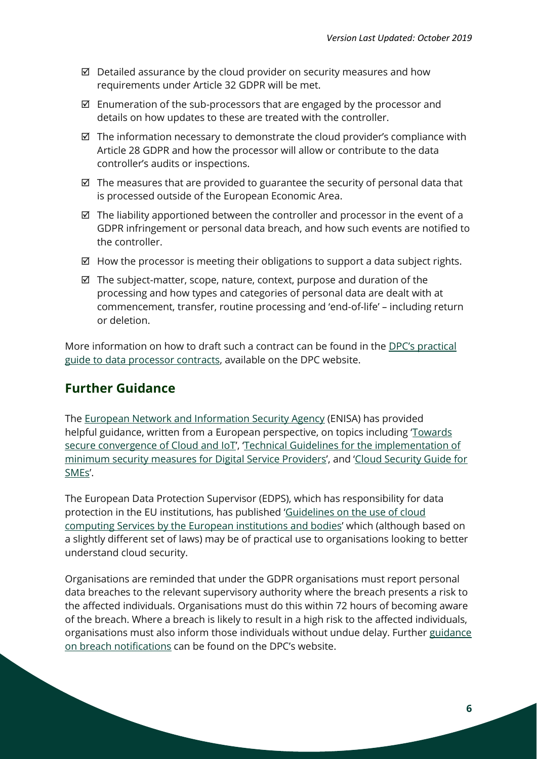- ☑ Detailed assurance by the cloud provider on security measures and how requirements under Article 32 GDPR will be met.
- ☑ Enumeration of the sub-processors that are engaged by the processor and details on how updates to these are treated with the controller.
- ☑ The information necessary to demonstrate the cloud provider's compliance with Article 28 GDPR and how the processor will allow or contribute to the data controller's audits or inspections.
- ☑ The measures that are provided to guarantee the security of personal data that is processed outside of the European Economic Area.
- ☑ The liability apportioned between the controller and processor in the event of a GDPR infringement or personal data breach, and how such events are notified to the controller.
- ☑ How the processor is meeting their obligations to support a data subject rights.
- ☑ The subject-matter, scope, nature, context, purpose and duration of the processing and how types and categories of personal data are dealt with at commencement, transfer, routine processing and 'end-of-life' – including return or deletion.

More information on how to draft such a contract can be found in the DPC's practical guide to data processor contracts, available on the DPC website.

## Further Guidance

The European Network and Information Security Agency (ENISA) has provided helpful guidance, written from a European perspective, on topics including 'Towards secure convergence of Cloud and IoT', 'Technical Guidelines for the implementation of minimum security measures for Digital Service Providers', and 'Cloud Security Guide for SMEs'.

The European Data Protection Supervisor (EDPS), which has responsibility for data protection in the EU institutions, has published 'Guidelines on the use of cloud computing Services by the European institutions and bodies' which (although based on a slightly different set of laws) may be of practical use to organisations looking to better understand cloud security.

Organisations are reminded that under the GDPR organisations must report personal data breaches to the relevant supervisory authority where the breach presents a risk to the affected individuals. Organisations must do this within 72 hours of becoming aware of the breach. Where a breach is likely to result in a high risk to the affected individuals, organisations must also inform those individuals without undue delay. Further guidance on breach notifications can be found on the DPC's website.